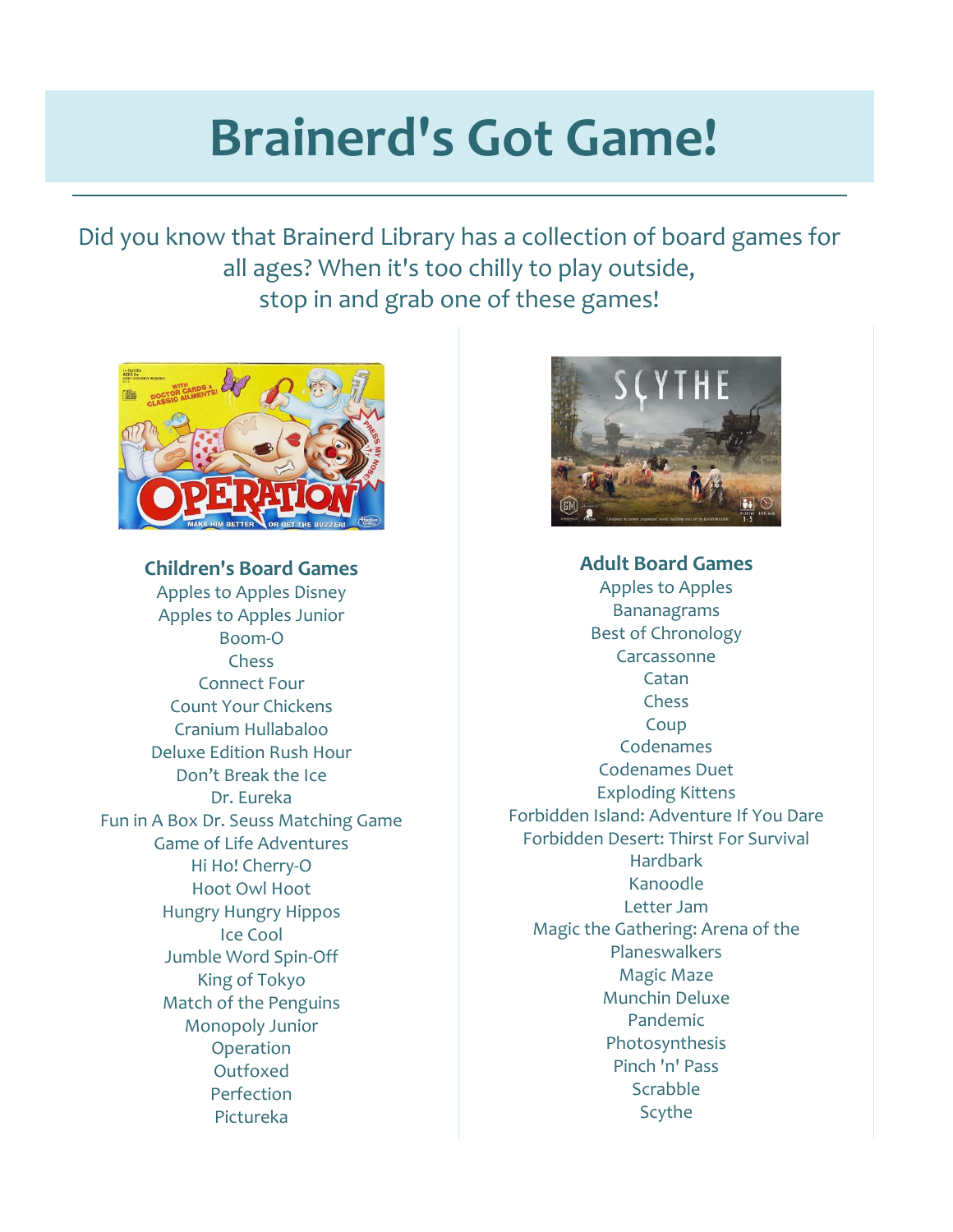# Brainerd's Got Game!

Did you know that Brainerd Library has a collection of board games for all ages? When it's too chilly to play outside, stop in and grab one of these games!

## Children's Board Games

Apples to Apples Disney
Apples to Apples Junior
Boom-O
Chess
Connect Four
Count Your Chickens
Cranium Hullabaloo
Deluxe Edition Rush Hour
Don't Break the Ice
Dr. Eureka
Fun in A Box Dr. Seuss Matching Game
Game of Life Adventures
Hi Ho! Cherry-O
Hoot Owl Hoot
Hungry Hungry Hippos
Ice Cool
Jumble Word Spin-Off
King of Tokyo
Match of the Penguins
Monopoly Junior
Operation
Outfoxed
Perfection
Pictureka

## Adult Board Games

Apples to Apples
Bananagrams
Best of Chronology
Carcassonne
Catan
Chess
Coup
Codenames
Codenames Duet
Exploding Kittens
Forbidden Island: Adventure If You Dare
Forbidden Desert: Thirst For Survival
Hardbark
Kanoodle
Letter Jam
Magic the Gathering: Arena of the Planeswalkers
Magic Maze
Munchin Deluxe
Pandemic
Photosynthesis
Pinch 'n' Pass
Scrabble
Scythe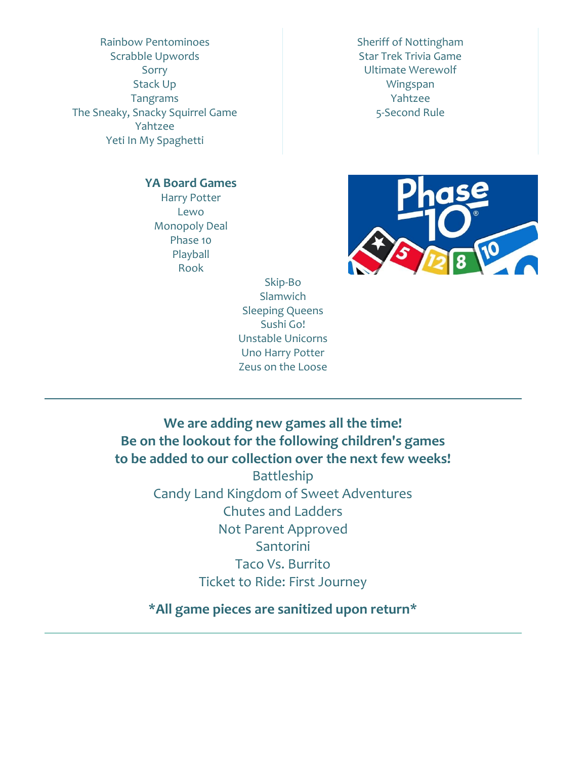Rainbow Pentominoes
Scrabble Upwords
Sorry
Stack Up
Tangrams
The Sneaky, Snacky Squirrel Game
Yahtzee
Yeti In My Spaghetti

Sheriff of Nottingham
Star Trek Trivia Game
Ultimate Werewolf
Wingspan
Yahtzee
5-Second Rule

**YA Board Games**

Harry Potter
Lewo
Monopoly Deal
Phase 10
Playball
Rook
Skip-Bo
Slamwich
Sleeping Queens
Sushi Go!
Unstable Unicorns
Uno Harry Potter
Zeus on the Loose

---

**We are adding new games all the time!**
**Be on the lookout for the following children's games to be added to our collection over the next few weeks!**

Battleship
Candy Land Kingdom of Sweet Adventures
Chutes and Ladders
Not Parent Approved
Santorini
Taco Vs. Burrito
Ticket to Ride: First Journey

**\*All game pieces are sanitized upon return\***

---